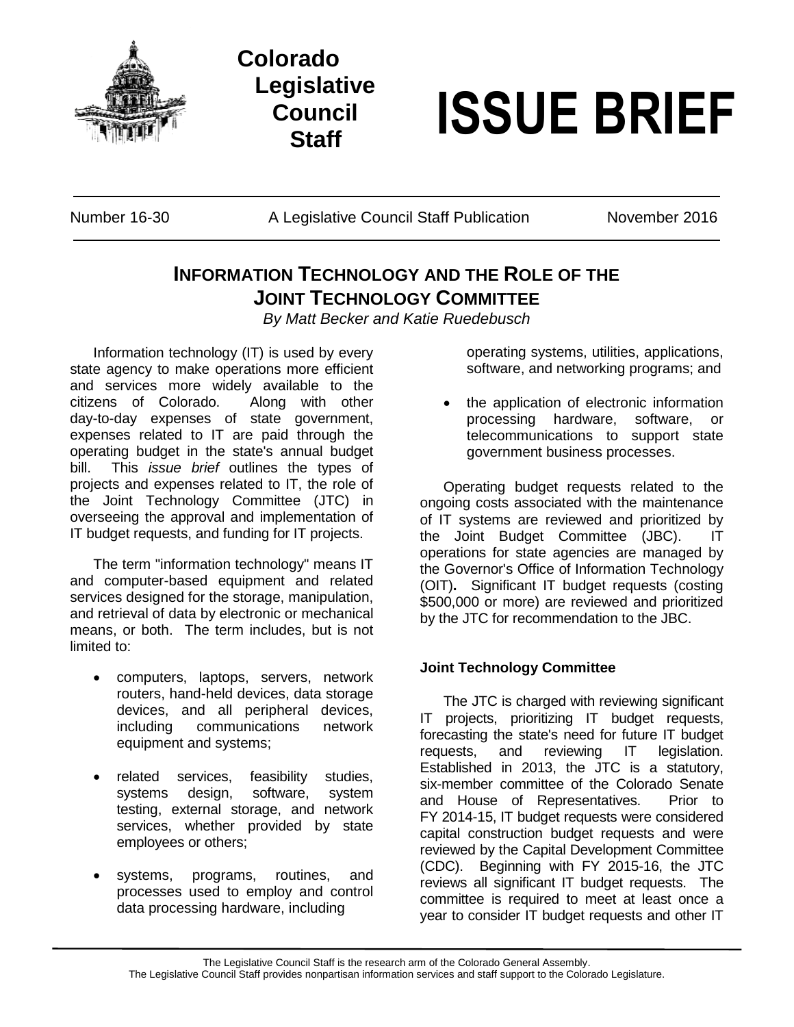# Colorado Legislative Council Staff

# ISSUE BRIEF

Number 16-30 | A Legislative Council Staff Publication | November 2016

## INFORMATION TECHNOLOGY AND THE ROLE OF THE JOINT TECHNOLOGY COMMITTEE

*By Matt Becker and Katie Ruedebusch*

Information technology (IT) is used by every state agency to make operations more efficient and services more widely available to the citizens of Colorado. Along with other day-to-day expenses of state government, expenses related to IT are paid through the operating budget in the state's annual budget bill. This *issue brief* outlines the types of projects and expenses related to IT, the role of the Joint Technology Committee (JTC) in overseeing the approval and implementation of IT budget requests, and funding for IT projects.

The term "information technology" means IT and computer-based equipment and related services designed for the storage, manipulation, and retrieval of data by electronic or mechanical means, or both. The term includes, but is not limited to:

- computers, laptops, servers, network routers, hand-held devices, data storage devices, and all peripheral devices, including communications network equipment and systems;
- related services, feasibility studies, systems design, software, system testing, external storage, and network services, whether provided by state employees or others;
- systems, programs, routines, and processes used to employ and control data processing hardware, including operating systems, utilities, applications, software, and networking programs; and
- the application of electronic information processing hardware, software, or telecommunications to support state government business processes.

Operating budget requests related to the ongoing costs associated with the maintenance of IT systems are reviewed and prioritized by the Joint Budget Committee (JBC). IT operations for state agencies are managed by the Governor's Office of Information Technology (OIT). Significant IT budget requests (costing $500,000 or more) are reviewed and prioritized by the JTC for recommendation to the JBC.

### Joint Technology Committee

The JTC is charged with reviewing significant IT projects, prioritizing IT budget requests, forecasting the state's need for future IT budget requests, and reviewing IT legislation. Established in 2013, the JTC is a statutory, six-member committee of the Colorado Senate and House of Representatives. Prior to FY 2014-15, IT budget requests were considered capital construction budget requests and were reviewed by the Capital Development Committee (CDC). Beginning with FY 2015-16, the JTC reviews all significant IT budget requests. The committee is required to meet at least once a year to consider IT budget requests and other IT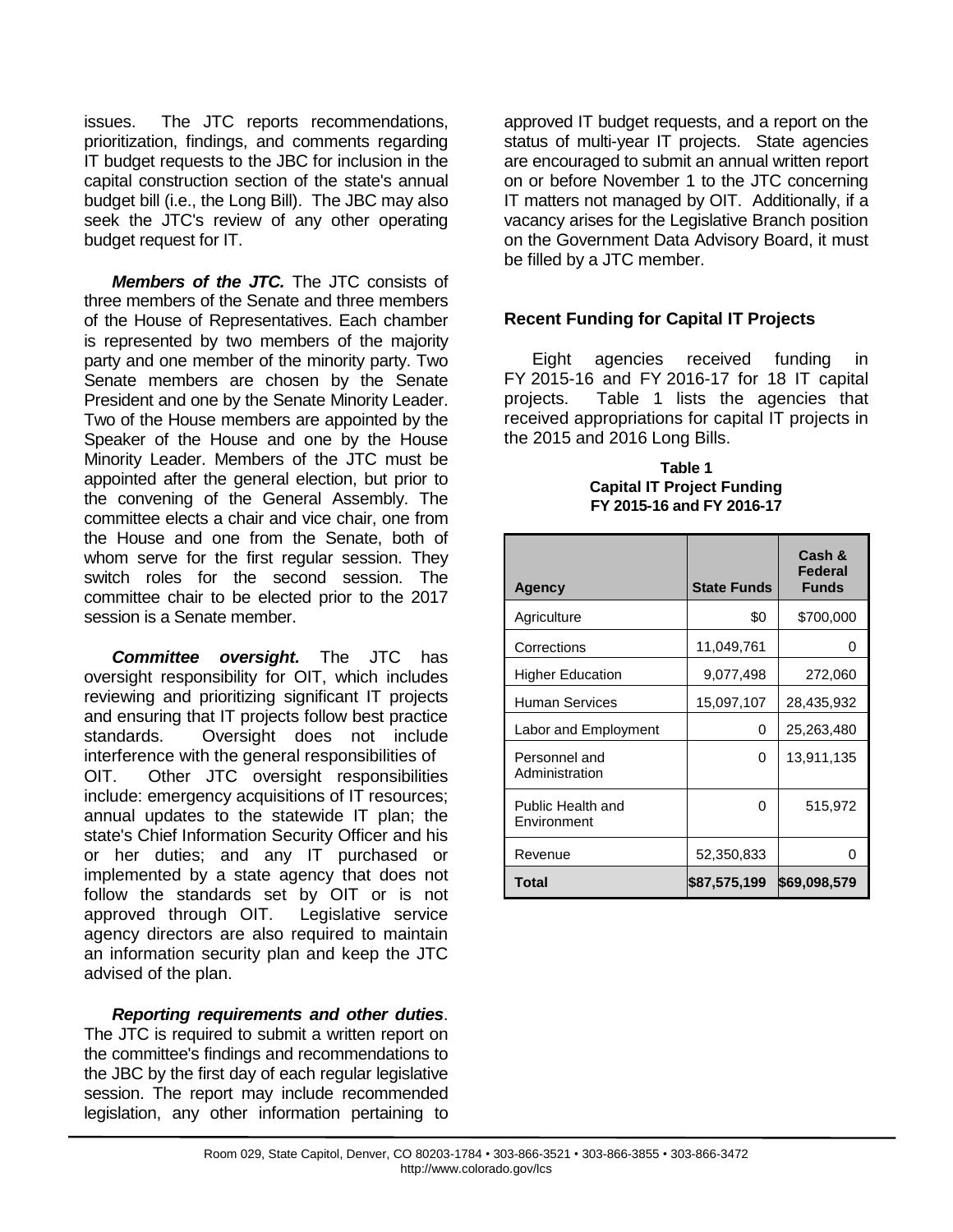issues. The JTC reports recommendations, prioritization, findings, and comments regarding IT budget requests to the JBC for inclusion in the capital construction section of the state's annual budget bill (i.e., the Long Bill). The JBC may also seek the JTC's review of any other operating budget request for IT.

***Members of the JTC.*** The JTC consists of three members of the Senate and three members of the House of Representatives. Each chamber is represented by two members of the majority party and one member of the minority party. Two Senate members are chosen by the Senate President and one by the Senate Minority Leader. Two of the House members are appointed by the Speaker of the House and one by the House Minority Leader. Members of the JTC must be appointed after the general election, but prior to the convening of the General Assembly. The committee elects a chair and vice chair, one from the House and one from the Senate, both of whom serve for the first regular session. They switch roles for the second session. The committee chair to be elected prior to the 2017 session is a Senate member.

***Committee oversight.*** The JTC has oversight responsibility for OIT, which includes reviewing and prioritizing significant IT projects and ensuring that IT projects follow best practice standards. Oversight does not include interference with the general responsibilities of OIT. Other JTC oversight responsibilities include: emergency acquisitions of IT resources; annual updates to the statewide IT plan; the state's Chief Information Security Officer and his or her duties; and any IT purchased or implemented by a state agency that does not follow the standards set by OIT or is not approved through OIT. Legislative service agency directors are also required to maintain an information security plan and keep the JTC advised of the plan.

***Reporting requirements and other duties***. The JTC is required to submit a written report on the committee's findings and recommendations to the JBC by the first day of each regular legislative session. The report may include recommended legislation, any other information pertaining to approved IT budget requests, and a report on the status of multi-year IT projects. State agencies are encouraged to submit an annual written report on or before November 1 to the JTC concerning IT matters not managed by OIT. Additionally, if a vacancy arises for the Legislative Branch position on the Government Data Advisory Board, it must be filled by a JTC member.

## Recent Funding for Capital IT Projects

Eight agencies received funding in FY 2015-16 and FY 2016-17 for 18 IT capital projects. Table 1 lists the agencies that received appropriations for capital IT projects in the 2015 and 2016 Long Bills.

**Table 1**
**Capital IT Project Funding**
**FY 2015-16 and FY 2016-17**

| Agency | State Funds | Cash & Federal Funds |
|---|---|---|
| Agriculture | $0 | $700,000 |
| Corrections | 11,049,761 | 0 |
| Higher Education | 9,077,498 | 272,060 |
| Human Services | 15,097,107 | 28,435,932 |
| Labor and Employment | 0 | 25,263,480 |
| Personnel and Administration | 0 | 13,911,135 |
| Public Health and Environment | 0 | 515,972 |
| Revenue | 52,350,833 | 0 |
| **Total** | **$87,575,199** | **$69,098,579** |

Room 029, State Capitol, Denver, CO 80203-1784 • 303-866-3521 • 303-866-3855 • 303-866-3472
http://www.colorado.gov/lcs